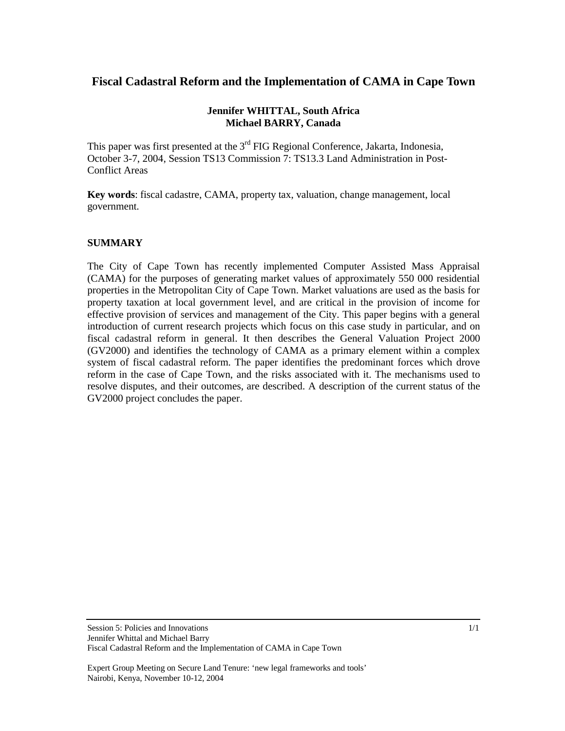# Fiscal Cadastral Reform and the Implementation of CAMA in Cape Town

**Jennifer WHITTAL, South Africa**
**Michael BARRY, Canada**

This paper was first presented at the 3rd FIG Regional Conference, Jakarta, Indonesia, October 3-7, 2004, Session TS13 Commission 7: TS13.3 Land Administration in Post-Conflict Areas

**Key words**: fiscal cadastre, CAMA, property tax, valuation, change management, local government.

## SUMMARY

The City of Cape Town has recently implemented Computer Assisted Mass Appraisal (CAMA) for the purposes of generating market values of approximately 550 000 residential properties in the Metropolitan City of Cape Town. Market valuations are used as the basis for property taxation at local government level, and are critical in the provision of income for effective provision of services and management of the City. This paper begins with a general introduction of current research projects which focus on this case study in particular, and on fiscal cadastral reform in general. It then describes the General Valuation Project 2000 (GV2000) and identifies the technology of CAMA as a primary element within a complex system of fiscal cadastral reform. The paper identifies the predominant forces which drove reform in the case of Cape Town, and the risks associated with it. The mechanisms used to resolve disputes, and their outcomes, are described. A description of the current status of the GV2000 project concludes the paper.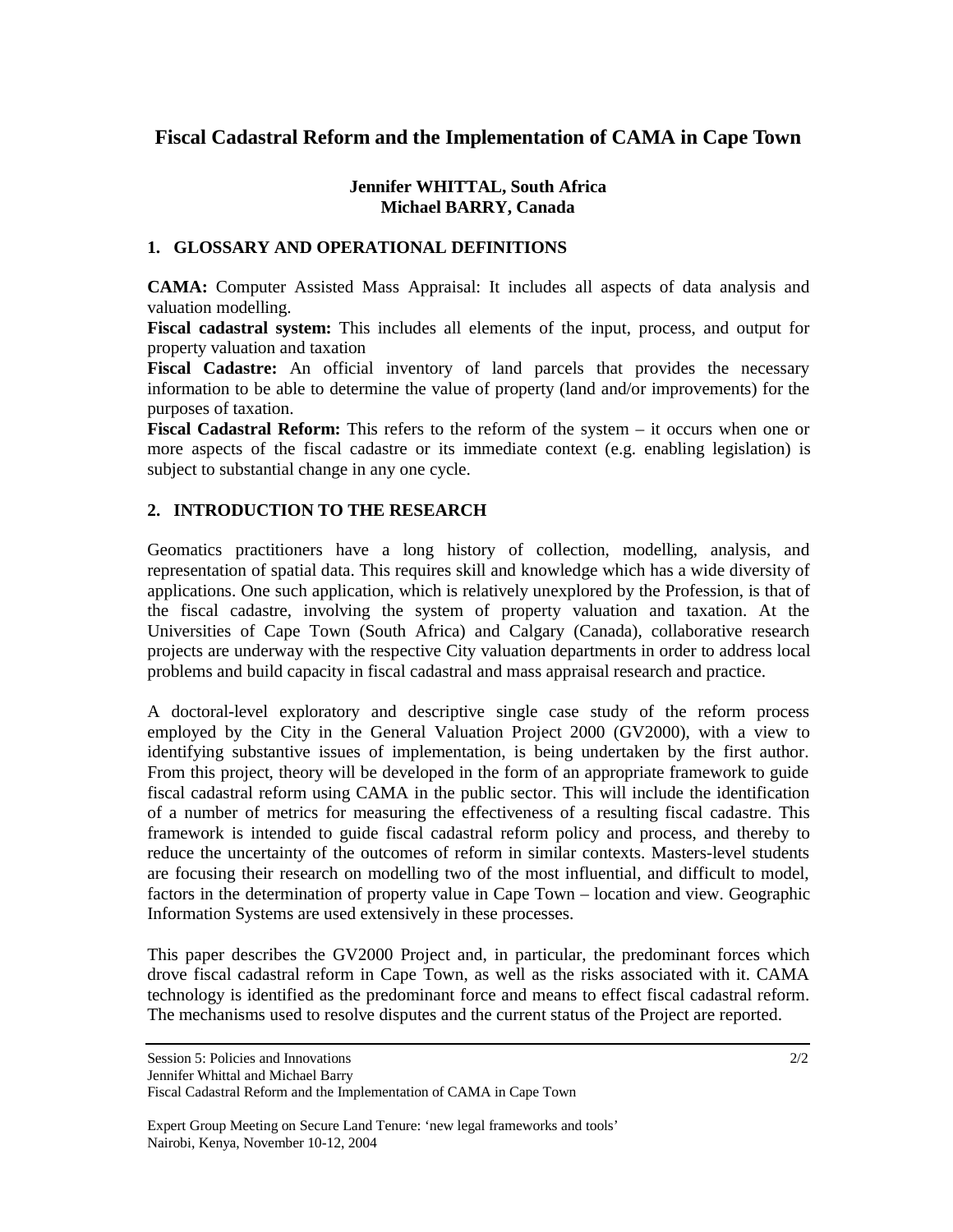# Fiscal Cadastral Reform and the Implementation of CAMA in Cape Town

**Jennifer WHITTAL, South Africa**
**Michael BARRY, Canada**

## 1. GLOSSARY AND OPERATIONAL DEFINITIONS

**CAMA:** Computer Assisted Mass Appraisal: It includes all aspects of data analysis and valuation modelling.
**Fiscal cadastral system:** This includes all elements of the input, process, and output for property valuation and taxation
**Fiscal Cadastre:** An official inventory of land parcels that provides the necessary information to be able to determine the value of property (land and/or improvements) for the purposes of taxation.
**Fiscal Cadastral Reform:** This refers to the reform of the system – it occurs when one or more aspects of the fiscal cadastre or its immediate context (e.g. enabling legislation) is subject to substantial change in any one cycle.

## 2. INTRODUCTION TO THE RESEARCH

Geomatics practitioners have a long history of collection, modelling, analysis, and representation of spatial data. This requires skill and knowledge which has a wide diversity of applications. One such application, which is relatively unexplored by the Profession, is that of the fiscal cadastre, involving the system of property valuation and taxation. At the Universities of Cape Town (South Africa) and Calgary (Canada), collaborative research projects are underway with the respective City valuation departments in order to address local problems and build capacity in fiscal cadastral and mass appraisal research and practice.

A doctoral-level exploratory and descriptive single case study of the reform process employed by the City in the General Valuation Project 2000 (GV2000), with a view to identifying substantive issues of implementation, is being undertaken by the first author. From this project, theory will be developed in the form of an appropriate framework to guide fiscal cadastral reform using CAMA in the public sector. This will include the identification of a number of metrics for measuring the effectiveness of a resulting fiscal cadastre. This framework is intended to guide fiscal cadastral reform policy and process, and thereby to reduce the uncertainty of the outcomes of reform in similar contexts. Masters-level students are focusing their research on modelling two of the most influential, and difficult to model, factors in the determination of property value in Cape Town – location and view. Geographic Information Systems are used extensively in these processes.

This paper describes the GV2000 Project and, in particular, the predominant forces which drove fiscal cadastral reform in Cape Town, as well as the risks associated with it. CAMA technology is identified as the predominant force and means to effect fiscal cadastral reform. The mechanisms used to resolve disputes and the current status of the Project are reported.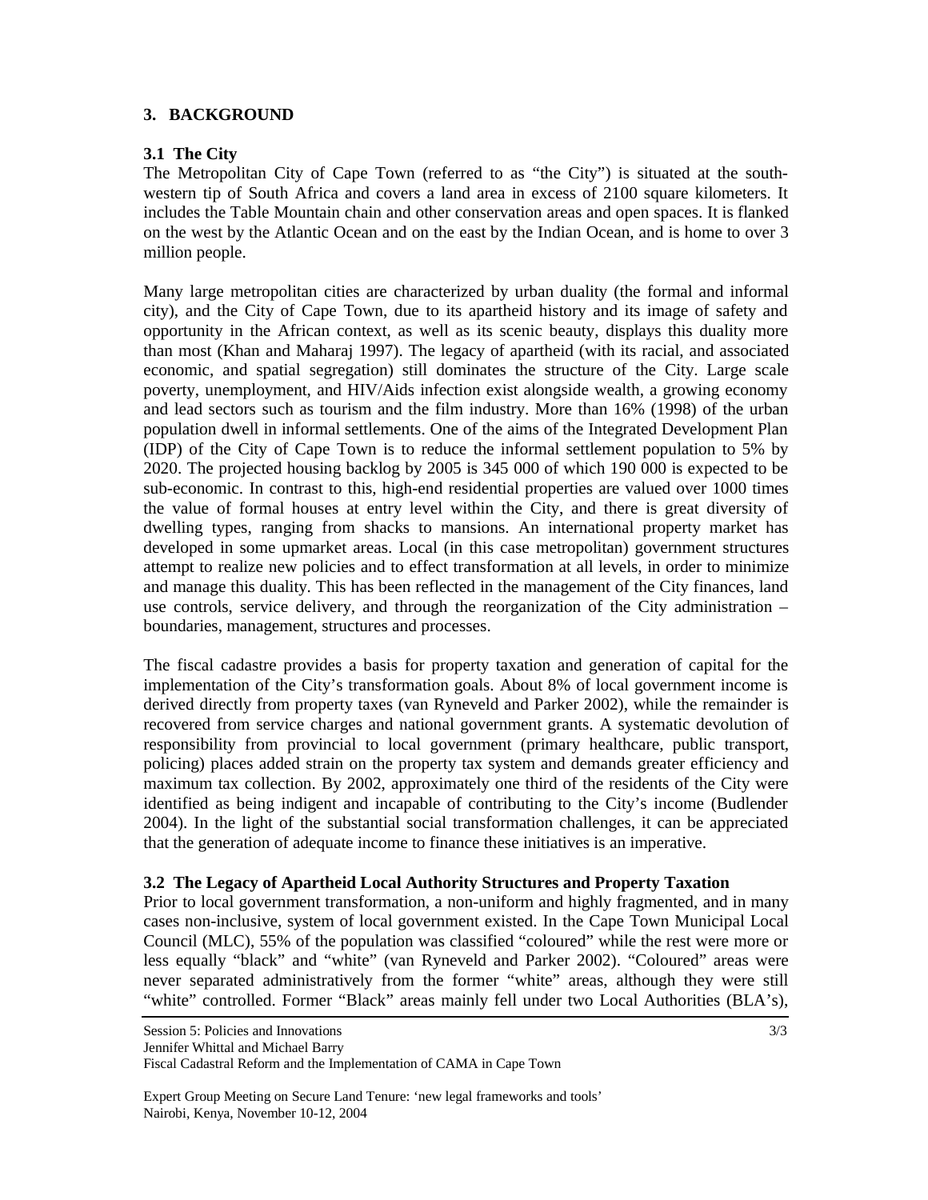## 3. BACKGROUND

### 3.1 The City

The Metropolitan City of Cape Town (referred to as "the City") is situated at the south-western tip of South Africa and covers a land area in excess of 2100 square kilometers. It includes the Table Mountain chain and other conservation areas and open spaces. It is flanked on the west by the Atlantic Ocean and on the east by the Indian Ocean, and is home to over 3 million people.

Many large metropolitan cities are characterized by urban duality (the formal and informal city), and the City of Cape Town, due to its apartheid history and its image of safety and opportunity in the African context, as well as its scenic beauty, displays this duality more than most (Khan and Maharaj 1997). The legacy of apartheid (with its racial, and associated economic, and spatial segregation) still dominates the structure of the City. Large scale poverty, unemployment, and HIV/Aids infection exist alongside wealth, a growing economy and lead sectors such as tourism and the film industry. More than 16% (1998) of the urban population dwell in informal settlements. One of the aims of the Integrated Development Plan (IDP) of the City of Cape Town is to reduce the informal settlement population to 5% by 2020. The projected housing backlog by 2005 is 345 000 of which 190 000 is expected to be sub-economic. In contrast to this, high-end residential properties are valued over 1000 times the value of formal houses at entry level within the City, and there is great diversity of dwelling types, ranging from shacks to mansions. An international property market has developed in some upmarket areas. Local (in this case metropolitan) government structures attempt to realize new policies and to effect transformation at all levels, in order to minimize and manage this duality. This has been reflected in the management of the City finances, land use controls, service delivery, and through the reorganization of the City administration – boundaries, management, structures and processes.

The fiscal cadastre provides a basis for property taxation and generation of capital for the implementation of the City's transformation goals. About 8% of local government income is derived directly from property taxes (van Ryneveld and Parker 2002), while the remainder is recovered from service charges and national government grants. A systematic devolution of responsibility from provincial to local government (primary healthcare, public transport, policing) places added strain on the property tax system and demands greater efficiency and maximum tax collection. By 2002, approximately one third of the residents of the City were identified as being indigent and incapable of contributing to the City's income (Budlender 2004). In the light of the substantial social transformation challenges, it can be appreciated that the generation of adequate income to finance these initiatives is an imperative.

### 3.2 The Legacy of Apartheid Local Authority Structures and Property Taxation

Prior to local government transformation, a non-uniform and highly fragmented, and in many cases non-inclusive, system of local government existed. In the Cape Town Municipal Local Council (MLC), 55% of the population was classified "coloured" while the rest were more or less equally "black" and "white" (van Ryneveld and Parker 2002). "Coloured" areas were never separated administratively from the former "white" areas, although they were still "white" controlled. Former "Black" areas mainly fell under two Local Authorities (BLA's),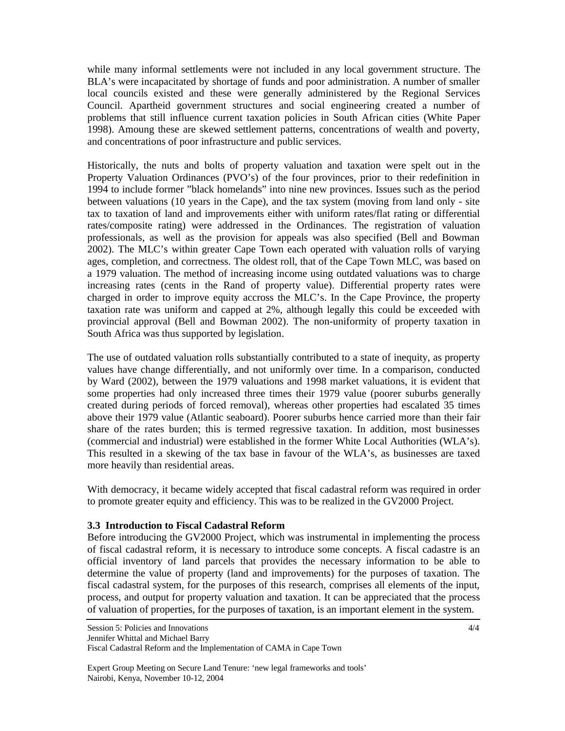while many informal settlements were not included in any local government structure. The BLA's were incapacitated by shortage of funds and poor administration. A number of smaller local councils existed and these were generally administered by the Regional Services Council. Apartheid government structures and social engineering created a number of problems that still influence current taxation policies in South African cities (White Paper 1998). Amoung these are skewed settlement patterns, concentrations of wealth and poverty, and concentrations of poor infrastructure and public services.

Historically, the nuts and bolts of property valuation and taxation were spelt out in the Property Valuation Ordinances (PVO's) of the four provinces, prior to their redefinition in 1994 to include former "black homelands" into nine new provinces. Issues such as the period between valuations (10 years in the Cape), and the tax system (moving from land only - site tax to taxation of land and improvements either with uniform rates/flat rating or differential rates/composite rating) were addressed in the Ordinances. The registration of valuation professionals, as well as the provision for appeals was also specified (Bell and Bowman 2002). The MLC's within greater Cape Town each operated with valuation rolls of varying ages, completion, and correctness. The oldest roll, that of the Cape Town MLC, was based on a 1979 valuation. The method of increasing income using outdated valuations was to charge increasing rates (cents in the Rand of property value). Differential property rates were charged in order to improve equity accross the MLC's. In the Cape Province, the property taxation rate was uniform and capped at 2%, although legally this could be exceeded with provincial approval (Bell and Bowman 2002). The non-uniformity of property taxation in South Africa was thus supported by legislation.

The use of outdated valuation rolls substantially contributed to a state of inequity, as property values have change differentially, and not uniformly over time. In a comparison, conducted by Ward (2002), between the 1979 valuations and 1998 market valuations, it is evident that some properties had only increased three times their 1979 value (poorer suburbs generally created during periods of forced removal), whereas other properties had escalated 35 times above their 1979 value (Atlantic seaboard). Poorer suburbs hence carried more than their fair share of the rates burden; this is termed regressive taxation. In addition, most businesses (commercial and industrial) were established in the former White Local Authorities (WLA's). This resulted in a skewing of the tax base in favour of the WLA's, as businesses are taxed more heavily than residential areas.

With democracy, it became widely accepted that fiscal cadastral reform was required in order to promote greater equity and efficiency. This was to be realized in the GV2000 Project.

### 3.3 Introduction to Fiscal Cadastral Reform

Before introducing the GV2000 Project, which was instrumental in implementing the process of fiscal cadastral reform, it is necessary to introduce some concepts. A fiscal cadastre is an official inventory of land parcels that provides the necessary information to be able to determine the value of property (land and improvements) for the purposes of taxation. The fiscal cadastral system, for the purposes of this research, comprises all elements of the input, process, and output for property valuation and taxation. It can be appreciated that the process of valuation of properties, for the purposes of taxation, is an important element in the system.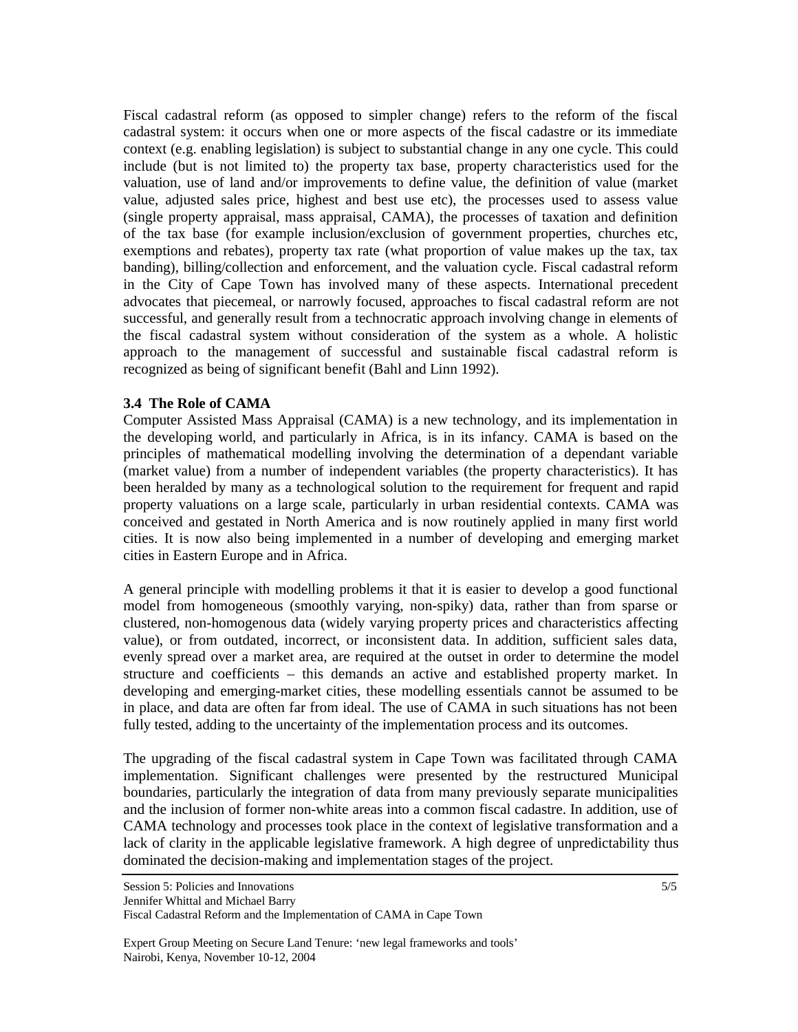Fiscal cadastral reform (as opposed to simpler change) refers to the reform of the fiscal cadastral system: it occurs when one or more aspects of the fiscal cadastre or its immediate context (e.g. enabling legislation) is subject to substantial change in any one cycle. This could include (but is not limited to) the property tax base, property characteristics used for the valuation, use of land and/or improvements to define value, the definition of value (market value, adjusted sales price, highest and best use etc), the processes used to assess value (single property appraisal, mass appraisal, CAMA), the processes of taxation and definition of the tax base (for example inclusion/exclusion of government properties, churches etc, exemptions and rebates), property tax rate (what proportion of value makes up the tax, tax banding), billing/collection and enforcement, and the valuation cycle. Fiscal cadastral reform in the City of Cape Town has involved many of these aspects. International precedent advocates that piecemeal, or narrowly focused, approaches to fiscal cadastral reform are not successful, and generally result from a technocratic approach involving change in elements of the fiscal cadastral system without consideration of the system as a whole. A holistic approach to the management of successful and sustainable fiscal cadastral reform is recognized as being of significant benefit (Bahl and Linn 1992).

### 3.4 The Role of CAMA

Computer Assisted Mass Appraisal (CAMA) is a new technology, and its implementation in the developing world, and particularly in Africa, is in its infancy. CAMA is based on the principles of mathematical modelling involving the determination of a dependant variable (market value) from a number of independent variables (the property characteristics). It has been heralded by many as a technological solution to the requirement for frequent and rapid property valuations on a large scale, particularly in urban residential contexts. CAMA was conceived and gestated in North America and is now routinely applied in many first world cities. It is now also being implemented in a number of developing and emerging market cities in Eastern Europe and in Africa.

A general principle with modelling problems it that it is easier to develop a good functional model from homogeneous (smoothly varying, non-spiky) data, rather than from sparse or clustered, non-homogenous data (widely varying property prices and characteristics affecting value), or from outdated, incorrect, or inconsistent data. In addition, sufficient sales data, evenly spread over a market area, are required at the outset in order to determine the model structure and coefficients – this demands an active and established property market. In developing and emerging-market cities, these modelling essentials cannot be assumed to be in place, and data are often far from ideal. The use of CAMA in such situations has not been fully tested, adding to the uncertainty of the implementation process and its outcomes.

The upgrading of the fiscal cadastral system in Cape Town was facilitated through CAMA implementation. Significant challenges were presented by the restructured Municipal boundaries, particularly the integration of data from many previously separate municipalities and the inclusion of former non-white areas into a common fiscal cadastre. In addition, use of CAMA technology and processes took place in the context of legislative transformation and a lack of clarity in the applicable legislative framework. A high degree of unpredictability thus dominated the decision-making and implementation stages of the project.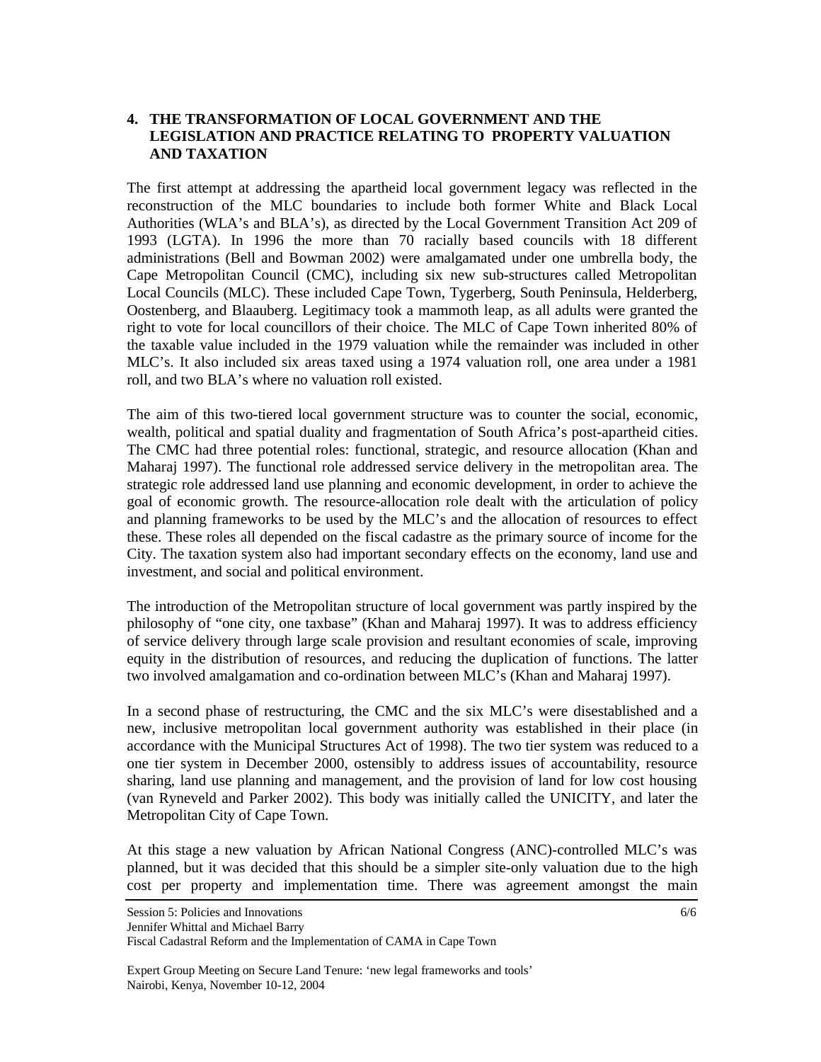## 4. THE TRANSFORMATION OF LOCAL GOVERNMENT AND THE LEGISLATION AND PRACTICE RELATING TO PROPERTY VALUATION AND TAXATION

The first attempt at addressing the apartheid local government legacy was reflected in the reconstruction of the MLC boundaries to include both former White and Black Local Authorities (WLA's and BLA's), as directed by the Local Government Transition Act 209 of 1993 (LGTA). In 1996 the more than 70 racially based councils with 18 different administrations (Bell and Bowman 2002) were amalgamated under one umbrella body, the Cape Metropolitan Council (CMC), including six new sub-structures called Metropolitan Local Councils (MLC). These included Cape Town, Tygerberg, South Peninsula, Helderberg, Oostenberg, and Blaauberg. Legitimacy took a mammoth leap, as all adults were granted the right to vote for local councillors of their choice. The MLC of Cape Town inherited 80% of the taxable value included in the 1979 valuation while the remainder was included in other MLC's. It also included six areas taxed using a 1974 valuation roll, one area under a 1981 roll, and two BLA's where no valuation roll existed.

The aim of this two-tiered local government structure was to counter the social, economic, wealth, political and spatial duality and fragmentation of South Africa's post-apartheid cities. The CMC had three potential roles: functional, strategic, and resource allocation (Khan and Maharaj 1997). The functional role addressed service delivery in the metropolitan area. The strategic role addressed land use planning and economic development, in order to achieve the goal of economic growth. The resource-allocation role dealt with the articulation of policy and planning frameworks to be used by the MLC's and the allocation of resources to effect these. These roles all depended on the fiscal cadastre as the primary source of income for the City. The taxation system also had important secondary effects on the economy, land use and investment, and social and political environment.

The introduction of the Metropolitan structure of local government was partly inspired by the philosophy of "one city, one taxbase" (Khan and Maharaj 1997). It was to address efficiency of service delivery through large scale provision and resultant economies of scale, improving equity in the distribution of resources, and reducing the duplication of functions. The latter two involved amalgamation and co-ordination between MLC's (Khan and Maharaj 1997).

In a second phase of restructuring, the CMC and the six MLC's were disestablished and a new, inclusive metropolitan local government authority was established in their place (in accordance with the Municipal Structures Act of 1998). The two tier system was reduced to a one tier system in December 2000, ostensibly to address issues of accountability, resource sharing, land use planning and management, and the provision of land for low cost housing (van Ryneveld and Parker 2002). This body was initially called the UNICITY, and later the Metropolitan City of Cape Town.

At this stage a new valuation by African National Congress (ANC)-controlled MLC's was planned, but it was decided that this should be a simpler site-only valuation due to the high cost per property and implementation time. There was agreement amongst the main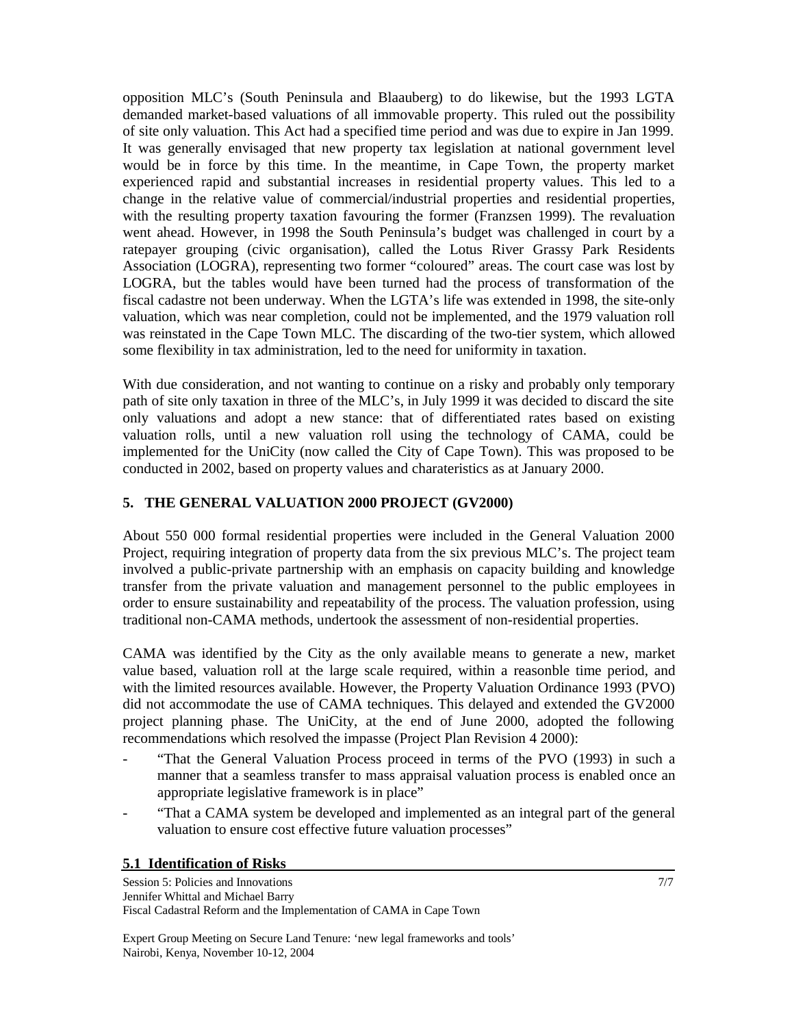opposition MLC's (South Peninsula and Blaauberg) to do likewise, but the 1993 LGTA demanded market-based valuations of all immovable property. This ruled out the possibility of site only valuation. This Act had a specified time period and was due to expire in Jan 1999. It was generally envisaged that new property tax legislation at national government level would be in force by this time. In the meantime, in Cape Town, the property market experienced rapid and substantial increases in residential property values. This led to a change in the relative value of commercial/industrial properties and residential properties, with the resulting property taxation favouring the former (Franzsen 1999). The revaluation went ahead. However, in 1998 the South Peninsula's budget was challenged in court by a ratepayer grouping (civic organisation), called the Lotus River Grassy Park Residents Association (LOGRA), representing two former "coloured" areas. The court case was lost by LOGRA, but the tables would have been turned had the process of transformation of the fiscal cadastre not been underway. When the LGTA's life was extended in 1998, the site-only valuation, which was near completion, could not be implemented, and the 1979 valuation roll was reinstated in the Cape Town MLC. The discarding of the two-tier system, which allowed some flexibility in tax administration, led to the need for uniformity in taxation.

With due consideration, and not wanting to continue on a risky and probably only temporary path of site only taxation in three of the MLC's, in July 1999 it was decided to discard the site only valuations and adopt a new stance: that of differentiated rates based on existing valuation rolls, until a new valuation roll using the technology of CAMA, could be implemented for the UniCity (now called the City of Cape Town). This was proposed to be conducted in 2002, based on property values and charateristics as at January 2000.

## 5. THE GENERAL VALUATION 2000 PROJECT (GV2000)

About 550 000 formal residential properties were included in the General Valuation 2000 Project, requiring integration of property data from the six previous MLC's. The project team involved a public-private partnership with an emphasis on capacity building and knowledge transfer from the private valuation and management personnel to the public employees in order to ensure sustainability and repeatability of the process. The valuation profession, using traditional non-CAMA methods, undertook the assessment of non-residential properties.

CAMA was identified by the City as the only available means to generate a new, market value based, valuation roll at the large scale required, within a reasonble time period, and with the limited resources available. However, the Property Valuation Ordinance 1993 (PVO) did not accommodate the use of CAMA techniques. This delayed and extended the GV2000 project planning phase. The UniCity, at the end of June 2000, adopted the following recommendations which resolved the impasse (Project Plan Revision 4 2000):

- "That the General Valuation Process proceed in terms of the PVO (1993) in such a manner that a seamless transfer to mass appraisal valuation process is enabled once an appropriate legislative framework is in place"
- "That a CAMA system be developed and implemented as an integral part of the general valuation to ensure cost effective future valuation processes"

### 5.1 Identification of Risks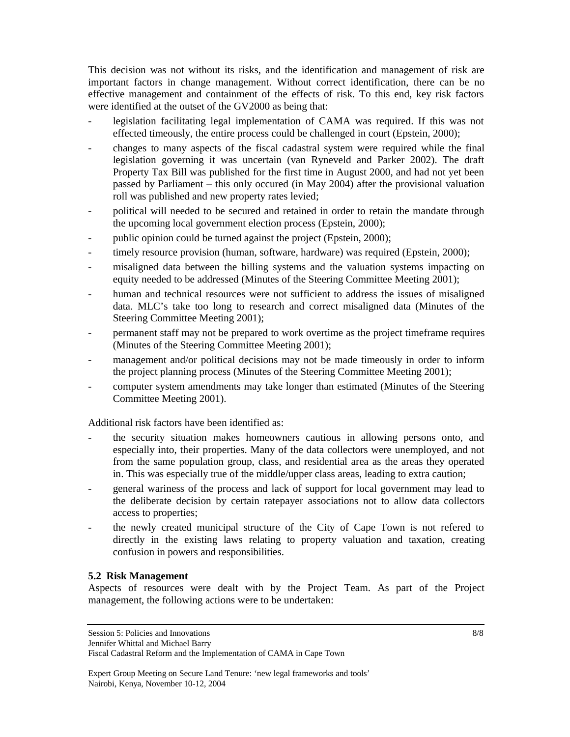This decision was not without its risks, and the identification and management of risk are important factors in change management. Without correct identification, there can be no effective management and containment of the effects of risk. To this end, key risk factors were identified at the outset of the GV2000 as being that:

- legislation facilitating legal implementation of CAMA was required. If this was not effected timeously, the entire process could be challenged in court (Epstein, 2000);
- changes to many aspects of the fiscal cadastral system were required while the final legislation governing it was uncertain (van Ryneveld and Parker 2002). The draft Property Tax Bill was published for the first time in August 2000, and had not yet been passed by Parliament – this only occured (in May 2004) after the provisional valuation roll was published and new property rates levied;
- political will needed to be secured and retained in order to retain the mandate through the upcoming local government election process (Epstein, 2000);
- public opinion could be turned against the project (Epstein, 2000);
- timely resource provision (human, software, hardware) was required (Epstein, 2000);
- misaligned data between the billing systems and the valuation systems impacting on equity needed to be addressed (Minutes of the Steering Committee Meeting 2001);
- human and technical resources were not sufficient to address the issues of misaligned data. MLC's take too long to research and correct misaligned data (Minutes of the Steering Committee Meeting 2001);
- permanent staff may not be prepared to work overtime as the project timeframe requires (Minutes of the Steering Committee Meeting 2001);
- management and/or political decisions may not be made timeously in order to inform the project planning process (Minutes of the Steering Committee Meeting 2001);
- computer system amendments may take longer than estimated (Minutes of the Steering Committee Meeting 2001).

Additional risk factors have been identified as:

- the security situation makes homeowners cautious in allowing persons onto, and especially into, their properties. Many of the data collectors were unemployed, and not from the same population group, class, and residential area as the areas they operated in. This was especially true of the middle/upper class areas, leading to extra caution;
- general wariness of the process and lack of support for local government may lead to the deliberate decision by certain ratepayer associations not to allow data collectors access to properties;
- the newly created municipal structure of the City of Cape Town is not refered to directly in the existing laws relating to property valuation and taxation, creating confusion in powers and responsibilities.

### 5.2 Risk Management

Aspects of resources were dealt with by the Project Team. As part of the Project management, the following actions were to be undertaken: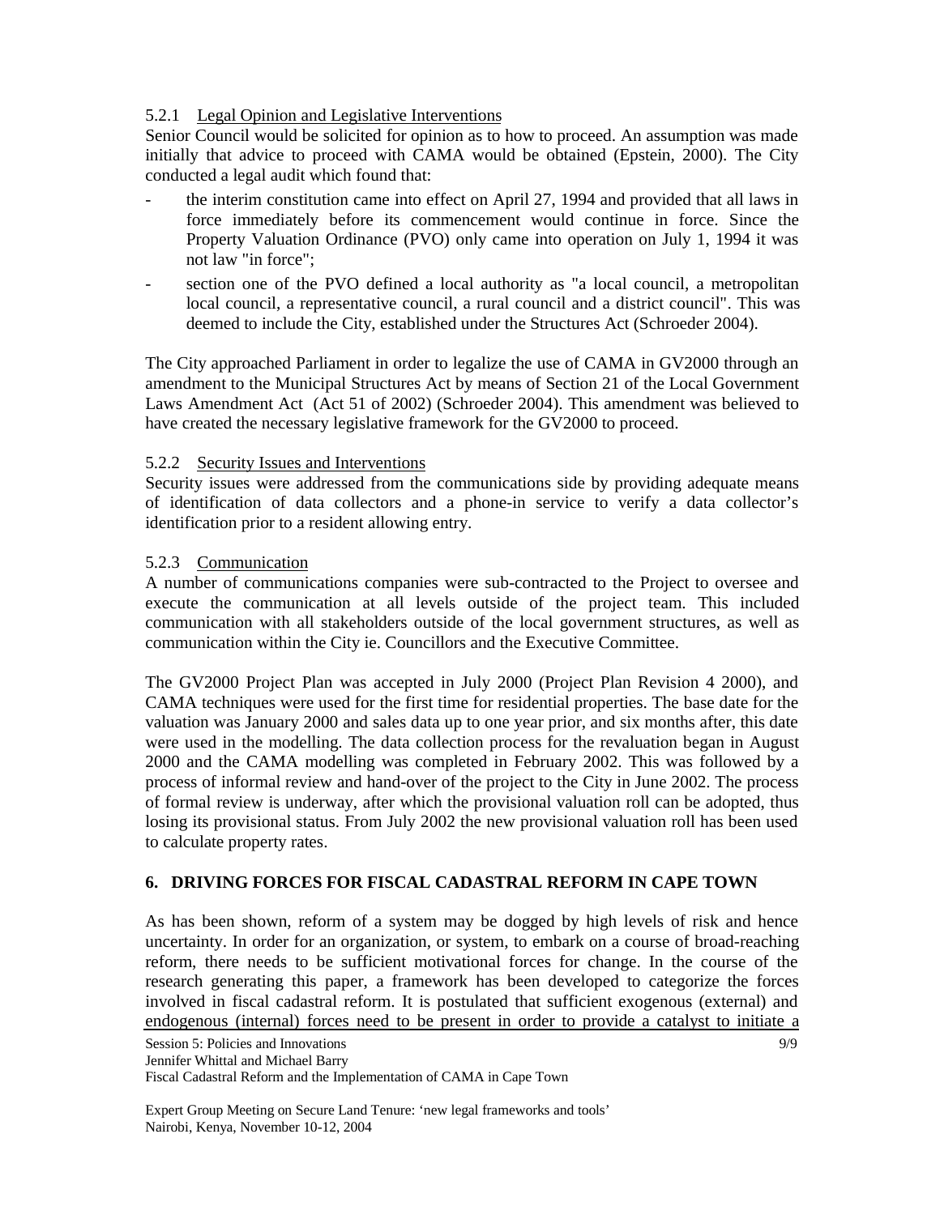#### 5.2.1 Legal Opinion and Legislative Interventions

Senior Council would be solicited for opinion as to how to proceed. An assumption was made initially that advice to proceed with CAMA would be obtained (Epstein, 2000). The City conducted a legal audit which found that:

- the interim constitution came into effect on April 27, 1994 and provided that all laws in force immediately before its commencement would continue in force. Since the Property Valuation Ordinance (PVO) only came into operation on July 1, 1994 it was not law "in force";
- section one of the PVO defined a local authority as "a local council, a metropolitan local council, a representative council, a rural council and a district council". This was deemed to include the City, established under the Structures Act (Schroeder 2004).

The City approached Parliament in order to legalize the use of CAMA in GV2000 through an amendment to the Municipal Structures Act by means of Section 21 of the Local Government Laws Amendment Act (Act 51 of 2002) (Schroeder 2004). This amendment was believed to have created the necessary legislative framework for the GV2000 to proceed.

#### 5.2.2 Security Issues and Interventions

Security issues were addressed from the communications side by providing adequate means of identification of data collectors and a phone-in service to verify a data collector's identification prior to a resident allowing entry.

#### 5.2.3 Communication

A number of communications companies were sub-contracted to the Project to oversee and execute the communication at all levels outside of the project team. This included communication with all stakeholders outside of the local government structures, as well as communication within the City ie. Councillors and the Executive Committee.

The GV2000 Project Plan was accepted in July 2000 (Project Plan Revision 4 2000), and CAMA techniques were used for the first time for residential properties. The base date for the valuation was January 2000 and sales data up to one year prior, and six months after, this date were used in the modelling. The data collection process for the revaluation began in August 2000 and the CAMA modelling was completed in February 2002. This was followed by a process of informal review and hand-over of the project to the City in June 2002. The process of formal review is underway, after which the provisional valuation roll can be adopted, thus losing its provisional status. From July 2002 the new provisional valuation roll has been used to calculate property rates.

## 6. DRIVING FORCES FOR FISCAL CADASTRAL REFORM IN CAPE TOWN

As has been shown, reform of a system may be dogged by high levels of risk and hence uncertainty. In order for an organization, or system, to embark on a course of broad-reaching reform, there needs to be sufficient motivational forces for change. In the course of the research generating this paper, a framework has been developed to categorize the forces involved in fiscal cadastral reform. It is postulated that sufficient exogenous (external) and endogenous (internal) forces need to be present in order to provide a catalyst to initiate a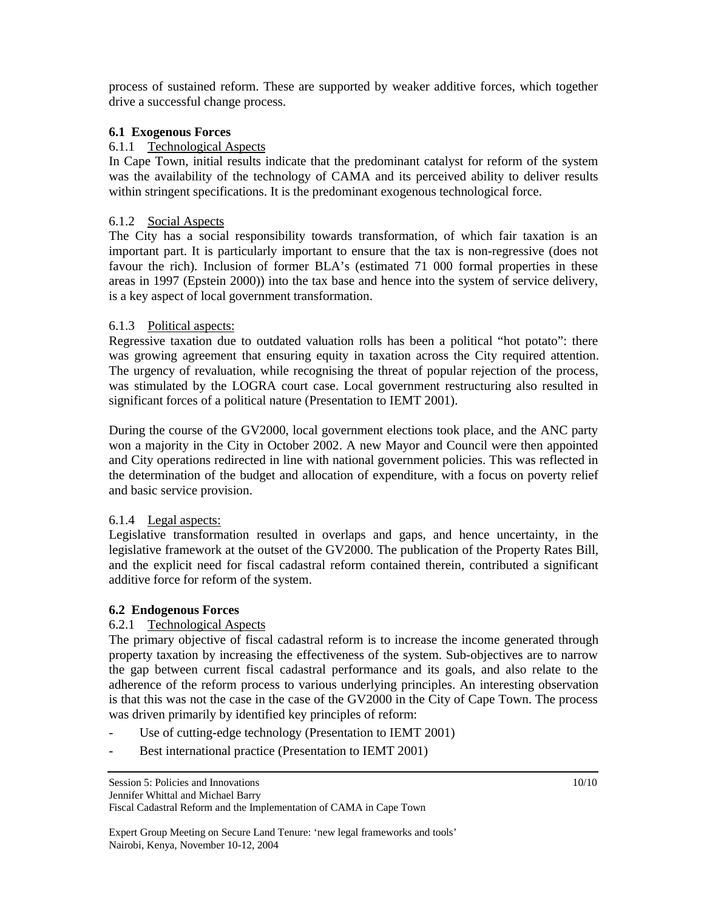process of sustained reform. These are supported by weaker additive forces, which together drive a successful change process.

### 6.1 Exogenous Forces

#### 6.1.1 Technological Aspects

In Cape Town, initial results indicate that the predominant catalyst for reform of the system was the availability of the technology of CAMA and its perceived ability to deliver results within stringent specifications. It is the predominant exogenous technological force.

#### 6.1.2 Social Aspects

The City has a social responsibility towards transformation, of which fair taxation is an important part. It is particularly important to ensure that the tax is non-regressive (does not favour the rich). Inclusion of former BLA's (estimated 71 000 formal properties in these areas in 1997 (Epstein 2000)) into the tax base and hence into the system of service delivery, is a key aspect of local government transformation.

#### 6.1.3 Political aspects:

Regressive taxation due to outdated valuation rolls has been a political "hot potato": there was growing agreement that ensuring equity in taxation across the City required attention. The urgency of revaluation, while recognising the threat of popular rejection of the process, was stimulated by the LOGRA court case. Local government restructuring also resulted in significant forces of a political nature (Presentation to IEMT 2001).

During the course of the GV2000, local government elections took place, and the ANC party won a majority in the City in October 2002. A new Mayor and Council were then appointed and City operations redirected in line with national government policies. This was reflected in the determination of the budget and allocation of expenditure, with a focus on poverty relief and basic service provision.

#### 6.1.4 Legal aspects:

Legislative transformation resulted in overlaps and gaps, and hence uncertainty, in the legislative framework at the outset of the GV2000. The publication of the Property Rates Bill, and the explicit need for fiscal cadastral reform contained therein, contributed a significant additive force for reform of the system.

### 6.2 Endogenous Forces

#### 6.2.1 Technological Aspects

The primary objective of fiscal cadastral reform is to increase the income generated through property taxation by increasing the effectiveness of the system. Sub-objectives are to narrow the gap between current fiscal cadastral performance and its goals, and also relate to the adherence of the reform process to various underlying principles. An interesting observation is that this was not the case in the case of the GV2000 in the City of Cape Town. The process was driven primarily by identified key principles of reform:

- Use of cutting-edge technology (Presentation to IEMT 2001)
- Best international practice (Presentation to IEMT 2001)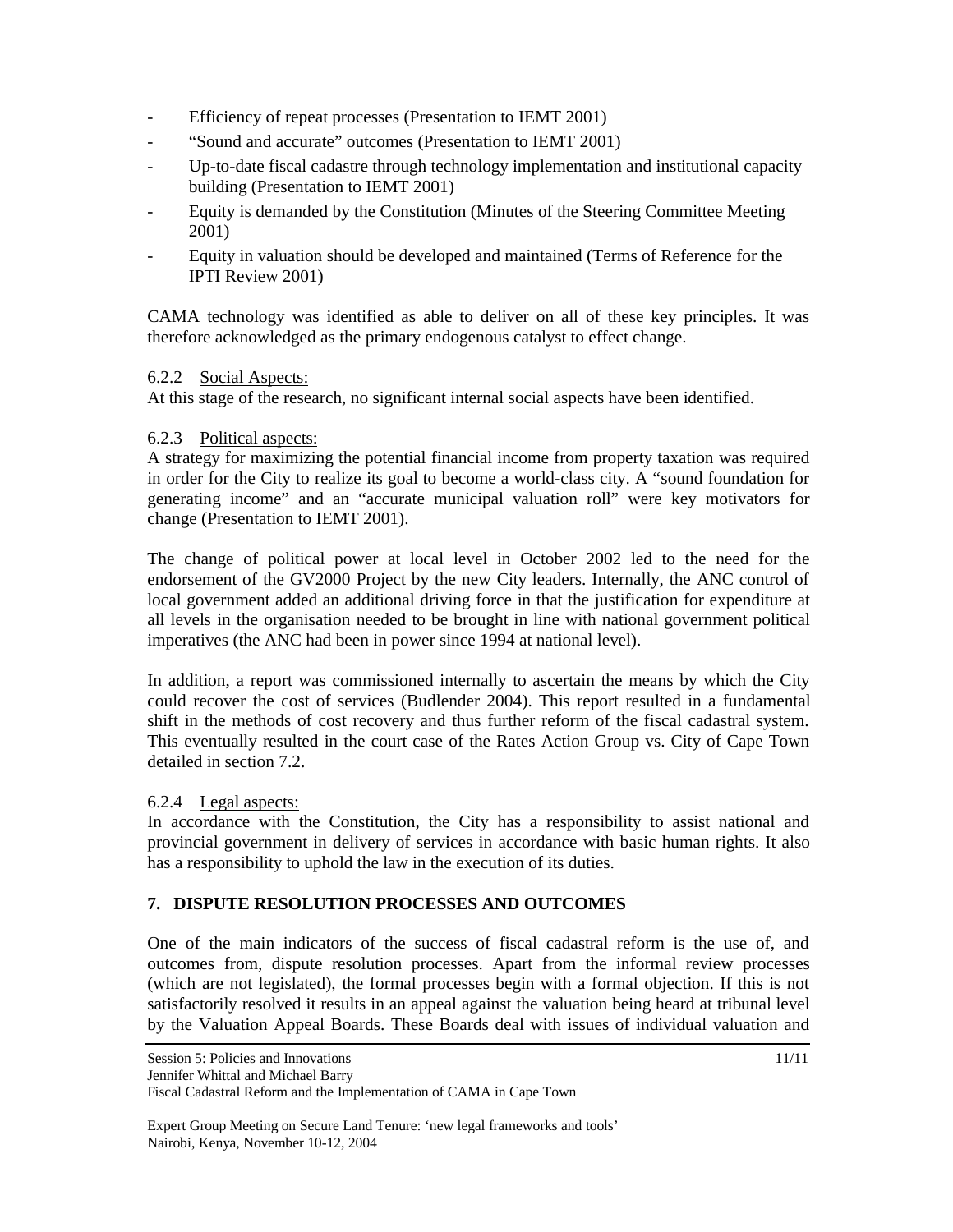- Efficiency of repeat processes (Presentation to IEMT 2001)
- "Sound and accurate" outcomes (Presentation to IEMT 2001)
- Up-to-date fiscal cadastre through technology implementation and institutional capacity building (Presentation to IEMT 2001)
- Equity is demanded by the Constitution (Minutes of the Steering Committee Meeting 2001)
- Equity in valuation should be developed and maintained (Terms of Reference for the IPTI Review 2001)

CAMA technology was identified as able to deliver on all of these key principles. It was therefore acknowledged as the primary endogenous catalyst to effect change.

6.2.2 Social Aspects:

At this stage of the research, no significant internal social aspects have been identified.

6.2.3 Political aspects:

A strategy for maximizing the potential financial income from property taxation was required in order for the City to realize its goal to become a world-class city. A "sound foundation for generating income" and an "accurate municipal valuation roll" were key motivators for change (Presentation to IEMT 2001).

The change of political power at local level in October 2002 led to the need for the endorsement of the GV2000 Project by the new City leaders. Internally, the ANC control of local government added an additional driving force in that the justification for expenditure at all levels in the organisation needed to be brought in line with national government political imperatives (the ANC had been in power since 1994 at national level).

In addition, a report was commissioned internally to ascertain the means by which the City could recover the cost of services (Budlender 2004). This report resulted in a fundamental shift in the methods of cost recovery and thus further reform of the fiscal cadastral system. This eventually resulted in the court case of the Rates Action Group vs. City of Cape Town detailed in section 7.2.

6.2.4 Legal aspects:

In accordance with the Constitution, the City has a responsibility to assist national and provincial government in delivery of services in accordance with basic human rights. It also has a responsibility to uphold the law in the execution of its duties.

## 7. DISPUTE RESOLUTION PROCESSES AND OUTCOMES

One of the main indicators of the success of fiscal cadastral reform is the use of, and outcomes from, dispute resolution processes. Apart from the informal review processes (which are not legislated), the formal processes begin with a formal objection. If this is not satisfactorily resolved it results in an appeal against the valuation being heard at tribunal level by the Valuation Appeal Boards. These Boards deal with issues of individual valuation and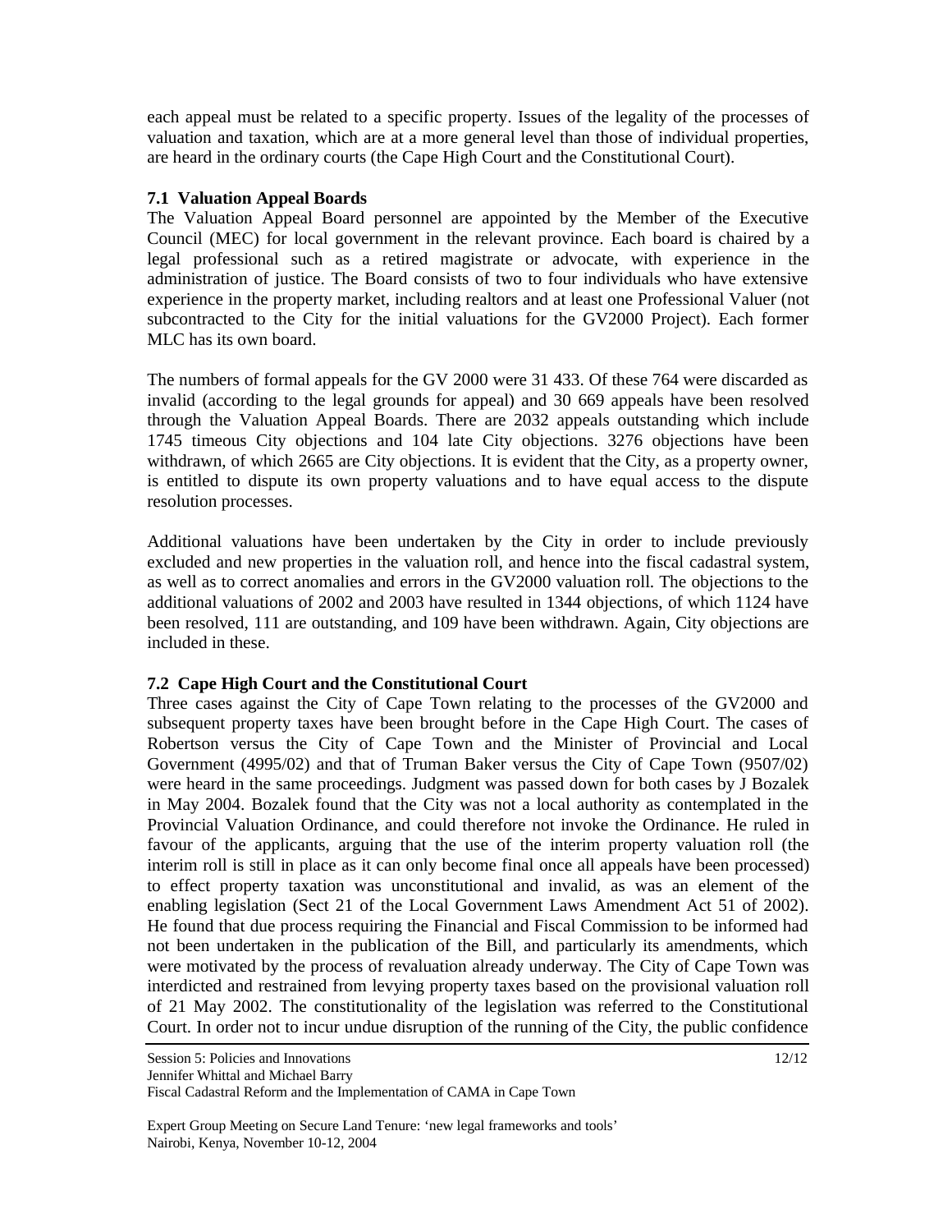each appeal must be related to a specific property. Issues of the legality of the processes of valuation and taxation, which are at a more general level than those of individual properties, are heard in the ordinary courts (the Cape High Court and the Constitutional Court).

### 7.1 Valuation Appeal Boards

The Valuation Appeal Board personnel are appointed by the Member of the Executive Council (MEC) for local government in the relevant province. Each board is chaired by a legal professional such as a retired magistrate or advocate, with experience in the administration of justice. The Board consists of two to four individuals who have extensive experience in the property market, including realtors and at least one Professional Valuer (not subcontracted to the City for the initial valuations for the GV2000 Project). Each former MLC has its own board.

The numbers of formal appeals for the GV 2000 were 31 433. Of these 764 were discarded as invalid (according to the legal grounds for appeal) and 30 669 appeals have been resolved through the Valuation Appeal Boards. There are 2032 appeals outstanding which include 1745 timeous City objections and 104 late City objections. 3276 objections have been withdrawn, of which 2665 are City objections. It is evident that the City, as a property owner, is entitled to dispute its own property valuations and to have equal access to the dispute resolution processes.

Additional valuations have been undertaken by the City in order to include previously excluded and new properties in the valuation roll, and hence into the fiscal cadastral system, as well as to correct anomalies and errors in the GV2000 valuation roll. The objections to the additional valuations of 2002 and 2003 have resulted in 1344 objections, of which 1124 have been resolved, 111 are outstanding, and 109 have been withdrawn. Again, City objections are included in these.

### 7.2 Cape High Court and the Constitutional Court

Three cases against the City of Cape Town relating to the processes of the GV2000 and subsequent property taxes have been brought before in the Cape High Court. The cases of Robertson versus the City of Cape Town and the Minister of Provincial and Local Government (4995/02) and that of Truman Baker versus the City of Cape Town (9507/02) were heard in the same proceedings. Judgment was passed down for both cases by J Bozalek in May 2004. Bozalek found that the City was not a local authority as contemplated in the Provincial Valuation Ordinance, and could therefore not invoke the Ordinance. He ruled in favour of the applicants, arguing that the use of the interim property valuation roll (the interim roll is still in place as it can only become final once all appeals have been processed) to effect property taxation was unconstitutional and invalid, as was an element of the enabling legislation (Sect 21 of the Local Government Laws Amendment Act 51 of 2002). He found that due process requiring the Financial and Fiscal Commission to be informed had not been undertaken in the publication of the Bill, and particularly its amendments, which were motivated by the process of revaluation already underway. The City of Cape Town was interdicted and restrained from levying property taxes based on the provisional valuation roll of 21 May 2002. The constitutionality of the legislation was referred to the Constitutional Court. In order not to incur undue disruption of the running of the City, the public confidence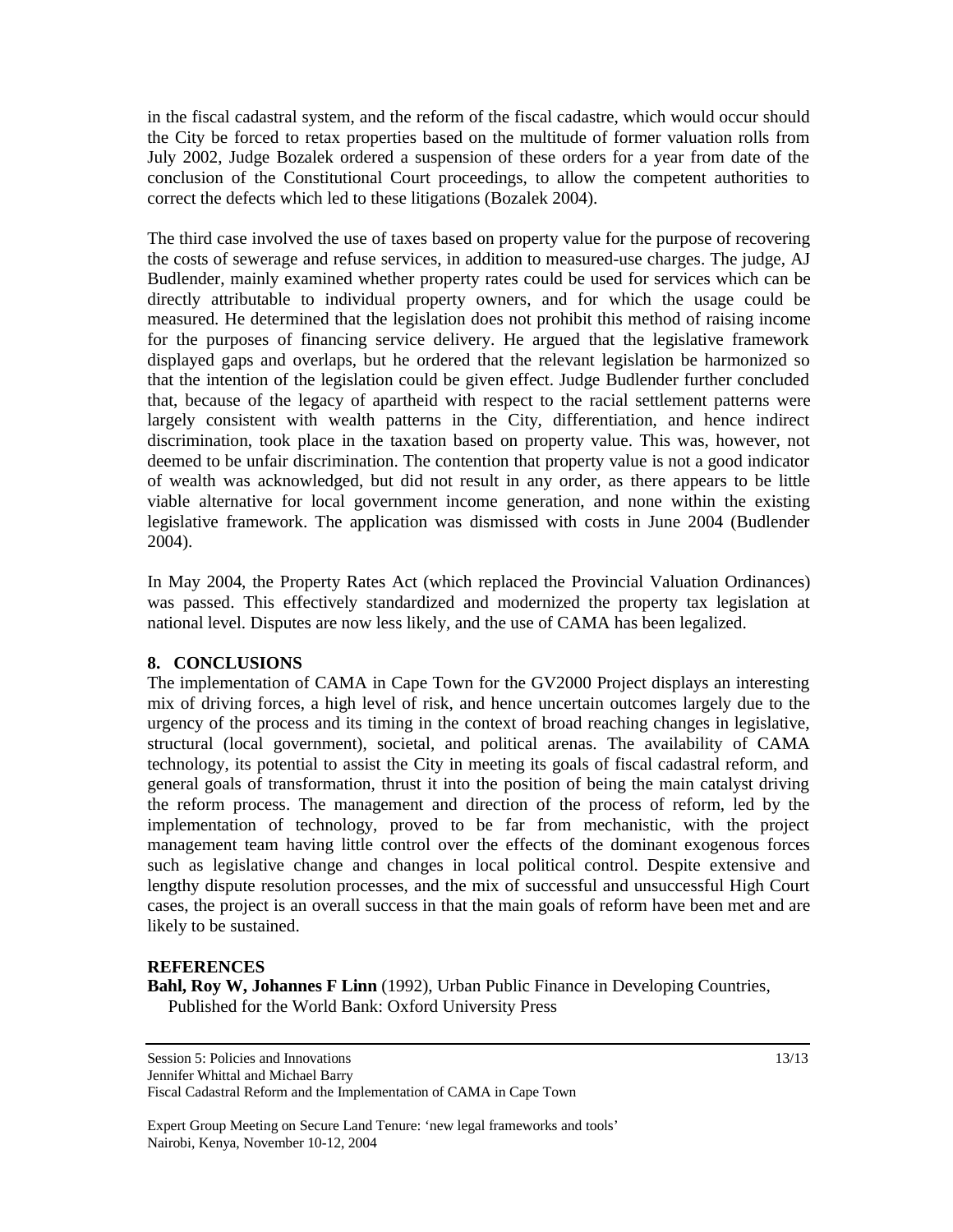in the fiscal cadastral system, and the reform of the fiscal cadastre, which would occur should the City be forced to retax properties based on the multitude of former valuation rolls from July 2002, Judge Bozalek ordered a suspension of these orders for a year from date of the conclusion of the Constitutional Court proceedings, to allow the competent authorities to correct the defects which led to these litigations (Bozalek 2004).

The third case involved the use of taxes based on property value for the purpose of recovering the costs of sewerage and refuse services, in addition to measured-use charges. The judge, AJ Budlender, mainly examined whether property rates could be used for services which can be directly attributable to individual property owners, and for which the usage could be measured. He determined that the legislation does not prohibit this method of raising income for the purposes of financing service delivery. He argued that the legislative framework displayed gaps and overlaps, but he ordered that the relevant legislation be harmonized so that the intention of the legislation could be given effect. Judge Budlender further concluded that, because of the legacy of apartheid with respect to the racial settlement patterns were largely consistent with wealth patterns in the City, differentiation, and hence indirect discrimination, took place in the taxation based on property value. This was, however, not deemed to be unfair discrimination. The contention that property value is not a good indicator of wealth was acknowledged, but did not result in any order, as there appears to be little viable alternative for local government income generation, and none within the existing legislative framework. The application was dismissed with costs in June 2004 (Budlender 2004).

In May 2004, the Property Rates Act (which replaced the Provincial Valuation Ordinances) was passed. This effectively standardized and modernized the property tax legislation at national level. Disputes are now less likely, and the use of CAMA has been legalized.

## 8. CONCLUSIONS

The implementation of CAMA in Cape Town for the GV2000 Project displays an interesting mix of driving forces, a high level of risk, and hence uncertain outcomes largely due to the urgency of the process and its timing in the context of broad reaching changes in legislative, structural (local government), societal, and political arenas. The availability of CAMA technology, its potential to assist the City in meeting its goals of fiscal cadastral reform, and general goals of transformation, thrust it into the position of being the main catalyst driving the reform process. The management and direction of the process of reform, led by the implementation of technology, proved to be far from mechanistic, with the project management team having little control over the effects of the dominant exogenous forces such as legislative change and changes in local political control. Despite extensive and lengthy dispute resolution processes, and the mix of successful and unsuccessful High Court cases, the project is an overall success in that the main goals of reform have been met and are likely to be sustained.

## REFERENCES

**Bahl, Roy W, Johannes F Linn** (1992), Urban Public Finance in Developing Countries, Published for the World Bank: Oxford University Press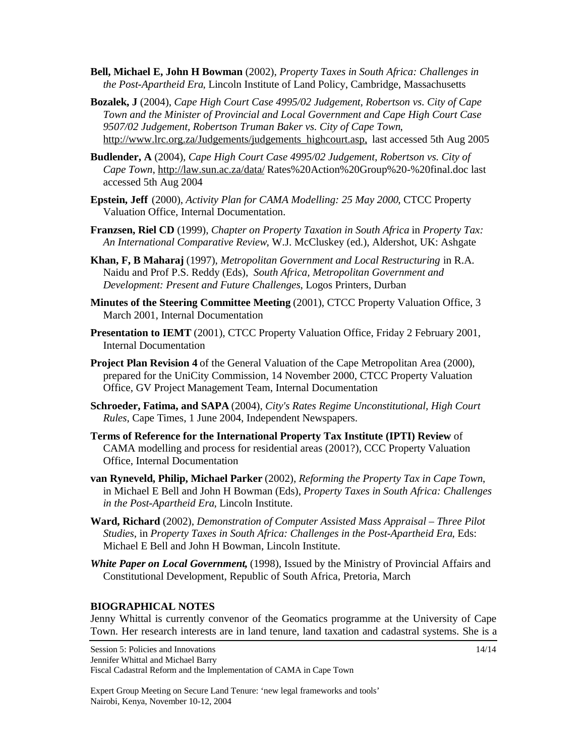**Bell, Michael E, John H Bowman** (2002), *Property Taxes in South Africa: Challenges in the Post-Apartheid Era*, Lincoln Institute of Land Policy, Cambridge, Massachusetts

**Bozalek, J** (2004), *Cape High Court Case 4995/02 Judgement, Robertson vs. City of Cape Town and the Minister of Provincial and Local Government and Cape High Court Case 9507/02 Judgement, Robertson Truman Baker vs. City of Cape Town*, http://www.lrc.org.za/Judgements/judgements_highcourt.asp, last accessed 5th Aug 2005

**Budlender, A** (2004), *Cape High Court Case 4995/02 Judgement, Robertson vs. City of Cape Town*, http://law.sun.ac.za/data/ Rates%20Action%20Group%20-%20final.doc last accessed 5th Aug 2004

**Epstein, Jeff** (2000), *Activity Plan for CAMA Modelling: 25 May 2000*, CTCC Property Valuation Office, Internal Documentation.

**Franzsen, Riel CD** (1999), *Chapter on Property Taxation in South Africa* in *Property Tax: An International Comparative Review*, W.J. McCluskey (ed.), Aldershot, UK: Ashgate

**Khan, F, B Maharaj** (1997), *Metropolitan Government and Local Restructuring* in R.A. Naidu and Prof P.S. Reddy (Eds), *South Africa, Metropolitan Government and Development: Present and Future Challenges*, Logos Printers, Durban

**Minutes of the Steering Committee Meeting** (2001), CTCC Property Valuation Office, 3 March 2001, Internal Documentation

**Presentation to IEMT** (2001), CTCC Property Valuation Office, Friday 2 February 2001, Internal Documentation

**Project Plan Revision 4** of the General Valuation of the Cape Metropolitan Area (2000), prepared for the UniCity Commission, 14 November 2000, CTCC Property Valuation Office, GV Project Management Team, Internal Documentation

**Schroeder, Fatima, and SAPA** (2004), *City's Rates Regime Unconstitutional, High Court Rules*, Cape Times, 1 June 2004, Independent Newspapers.

**Terms of Reference for the International Property Tax Institute (IPTI) Review** of CAMA modelling and process for residential areas (2001?), CCC Property Valuation Office, Internal Documentation

**van Ryneveld, Philip, Michael Parker** (2002), *Reforming the Property Tax in Cape Town*, in Michael E Bell and John H Bowman (Eds), *Property Taxes in South Africa: Challenges in the Post-Apartheid Era*, Lincoln Institute.

**Ward, Richard** (2002), *Demonstration of Computer Assisted Mass Appraisal – Three Pilot Studies*, in *Property Taxes in South Africa: Challenges in the Post-Apartheid Era*, Eds: Michael E Bell and John H Bowman, Lincoln Institute.

***White Paper on Local Government,*** (1998), Issued by the Ministry of Provincial Affairs and Constitutional Development, Republic of South Africa, Pretoria, March

## BIOGRAPHICAL NOTES

Jenny Whittal is currently convenor of the Geomatics programme at the University of Cape Town. Her research interests are in land tenure, land taxation and cadastral systems. She is a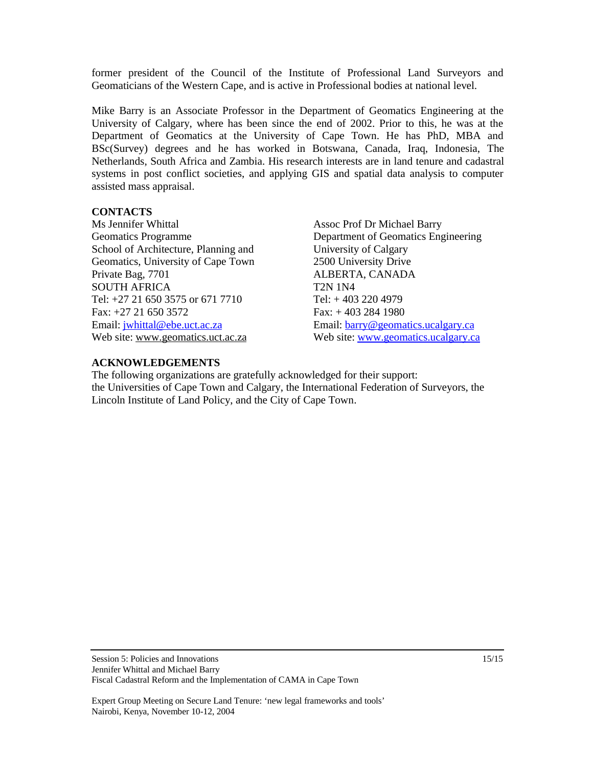former president of the Council of the Institute of Professional Land Surveyors and Geomaticians of the Western Cape, and is active in Professional bodies at national level.

Mike Barry is an Associate Professor in the Department of Geomatics Engineering at the University of Calgary, where has been since the end of 2002. Prior to this, he was at the Department of Geomatics at the University of Cape Town. He has PhD, MBA and BSc(Survey) degrees and he has worked in Botswana, Canada, Iraq, Indonesia, The Netherlands, South Africa and Zambia. His research interests are in land tenure and cadastral systems in post conflict societies, and applying GIS and spatial data analysis to computer assisted mass appraisal.

## CONTACTS

Ms Jennifer Whittal
Geomatics Programme
School of Architecture, Planning and Geomatics, University of Cape Town
Private Bag, 7701
SOUTH AFRICA
Tel: +27 21 650 3575 or 671 7710
Fax: +27 21 650 3572
Email: jwhittal@ebe.uct.ac.za
Web site: www.geomatics.uct.ac.za

Assoc Prof Dr Michael Barry
Department of Geomatics Engineering
University of Calgary
2500 University Drive
ALBERTA, CANADA
T2N 1N4
Tel: + 403 220 4979
Fax: + 403 284 1980
Email: barry@geomatics.ucalgary.ca
Web site: www.geomatics.ucalgary.ca

## ACKNOWLEDGEMENTS

The following organizations are gratefully acknowledged for their support:
the Universities of Cape Town and Calgary, the International Federation of Surveyors, the Lincoln Institute of Land Policy, and the City of Cape Town.